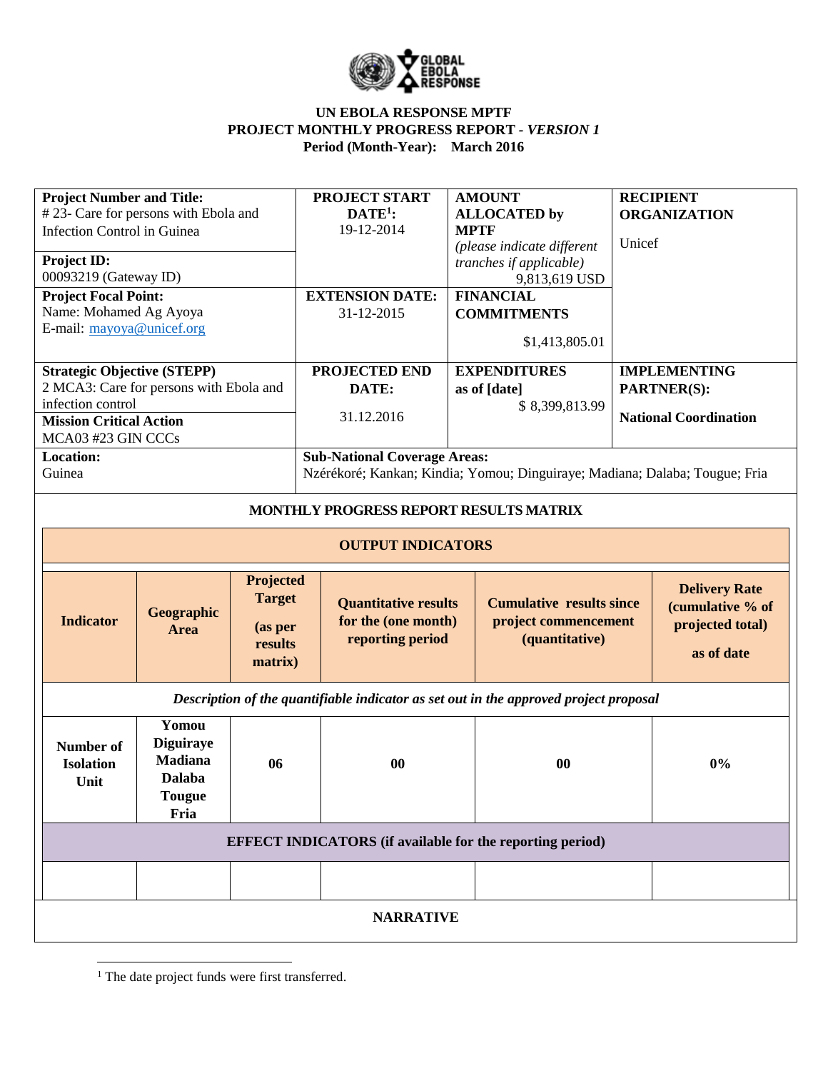**UN EBOLA RESPONSE MPTF**
**PROJECT MONTHLY PROGRESS REPORT** - ***VERSION 1***
**Period (Month-Year): March 2016**

| **Project Number and Title:** # 23- Care for persons with Ebola and Infection Control in Guinea<br><br>**Project ID:** 00093219 (Gateway ID) | **PROJECT START DATE[1]:** 19-12-2014 | **AMOUNT ALLOCATED by MPTF** *(please indicate different tranches if applicable)* 9,813,619 USD | **RECIPIENT ORGANIZATION**<br><br>Unicef |
|---|---|---|---|
| **Project Focal Point:** Name: Mohamed Ag Ayoya E-mail: mayoya@unicef.org | **EXTENSION DATE:** 31-12-2015 | **FINANCIAL COMMITMENTS**<br><br>$1,413,805.01 | |
| **Strategic Objective (STEPP)** 2 MCA3: Care for persons with Ebola and infection control<br><br>**Mission Critical Action** MCA03 #23 GIN CCCs | **PROJECTED END DATE:**<br><br>31.12.2016 | **EXPENDITURES as of [date]** $ 8,399,813.99 | **IMPLEMENTING PARTNER(S):**<br><br>**National Coordination** |
| **Location:** Guinea | **Sub-National Coverage Areas:** Nzérékoré; Kankan; Kindia; Yomou; Dinguiraye; Madiana; Dalaba; Tougue; Fria | | |

**MONTHLY PROGRESS REPORT RESULTS MATRIX**

**OUTPUT INDICATORS**

| Indicator | Geographic Area | Projected Target (as per results matrix) | Quantitative results for the (one month) reporting period | Cumulative results since project commencement (quantitative) | Delivery Rate (cumulative % of projected total) as of date |
|---|---|---|---|---|---|
| ***Description of the quantifiable indicator as set out in the approved project proposal*** | | | | | |
| **Number of Isolation Unit** | **Yomou Diguiraye Madiana Dalaba Tougue Fria** | **06** | **00** | **00** | **0%** |
| **EFFECT INDICATORS (if available for the reporting period)** | | | | | |
| | | | | | |

**NARRATIVE**

[1] The date project funds were first transferred.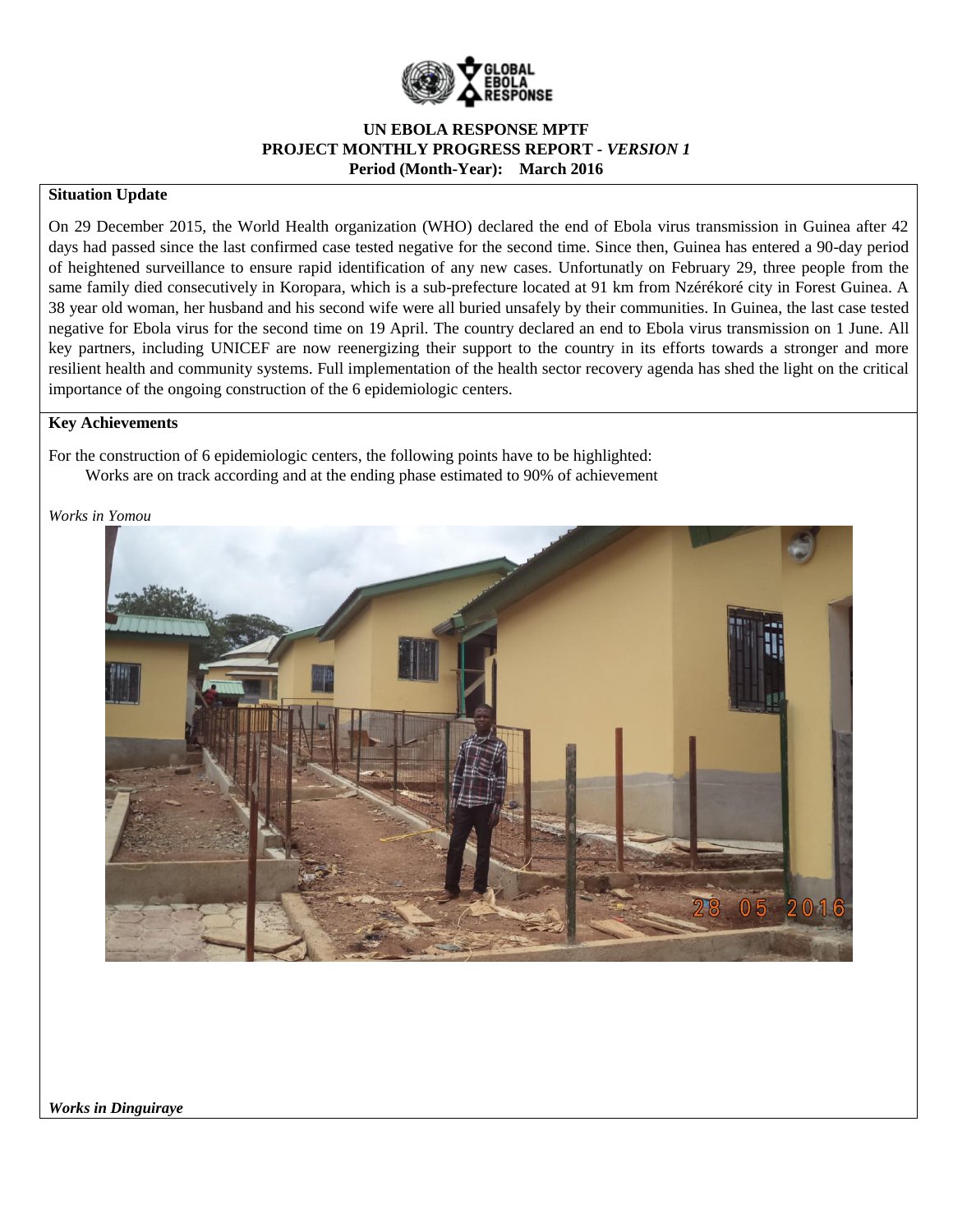**UN EBOLA RESPONSE MPTF**
**PROJECT MONTHLY PROGRESS REPORT -** ***VERSION 1***
**Period (Month-Year): March 2016**

**Situation Update**

On 29 December 2015, the World Health organization (WHO) declared the end of Ebola virus transmission in Guinea after 42 days had passed since the last confirmed case tested negative for the second time. Since then, Guinea has entered a 90-day period of heightened surveillance to ensure rapid identification of any new cases. Unfortunatly on February 29, three people from the same family died consecutively in Koropara, which is a sub-prefecture located at 91 km from Nzérékoré city in Forest Guinea. A 38 year old woman, her husband and his second wife were all buried unsafely by their communities. In Guinea, the last case tested negative for Ebola virus for the second time on 19 April. The country declared an end to Ebola virus transmission on 1 June. All key partners, including UNICEF are now reenergizing their support to the country in its efforts towards a stronger and more resilient health and community systems. Full implementation of the health sector recovery agenda has shed the light on the critical importance of the ongoing construction of the 6 epidemiologic centers.

**Key Achievements**

For the construction of 6 epidemiologic centers, the following points have to be highlighted:

Works are on track according and at the ending phase estimated to 90% of achievement

*Works in Yomou*

***Works in Dinguiraye***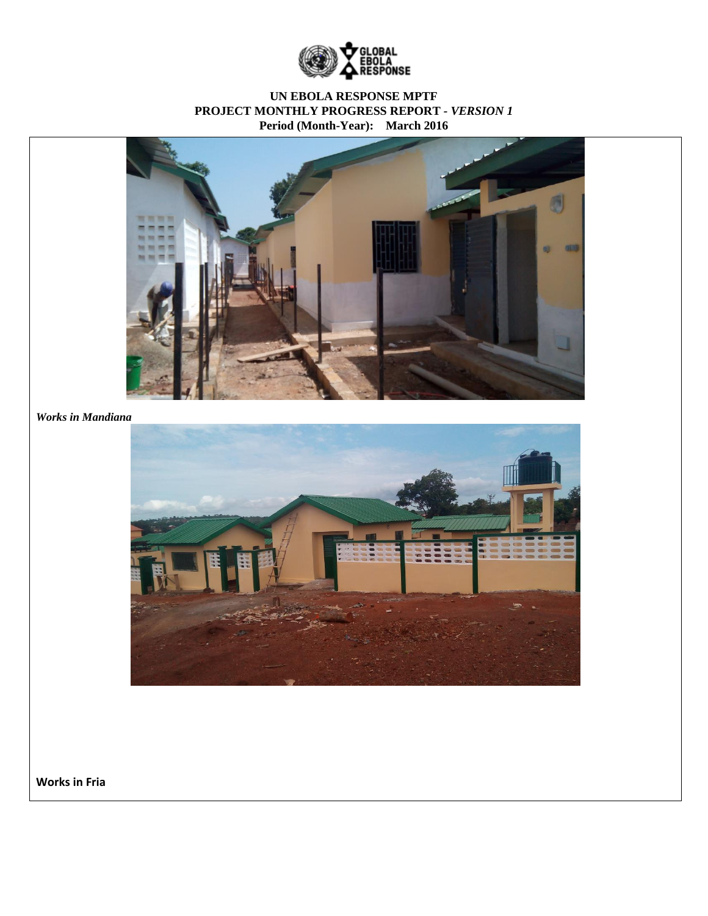# UN EBOLA RESPONSE MPTF
## PROJECT MONTHLY PROGRESS REPORT - *VERSION 1*
**Period (Month-Year): March 2016**

*Works in Mandiana*

**Works in Fria**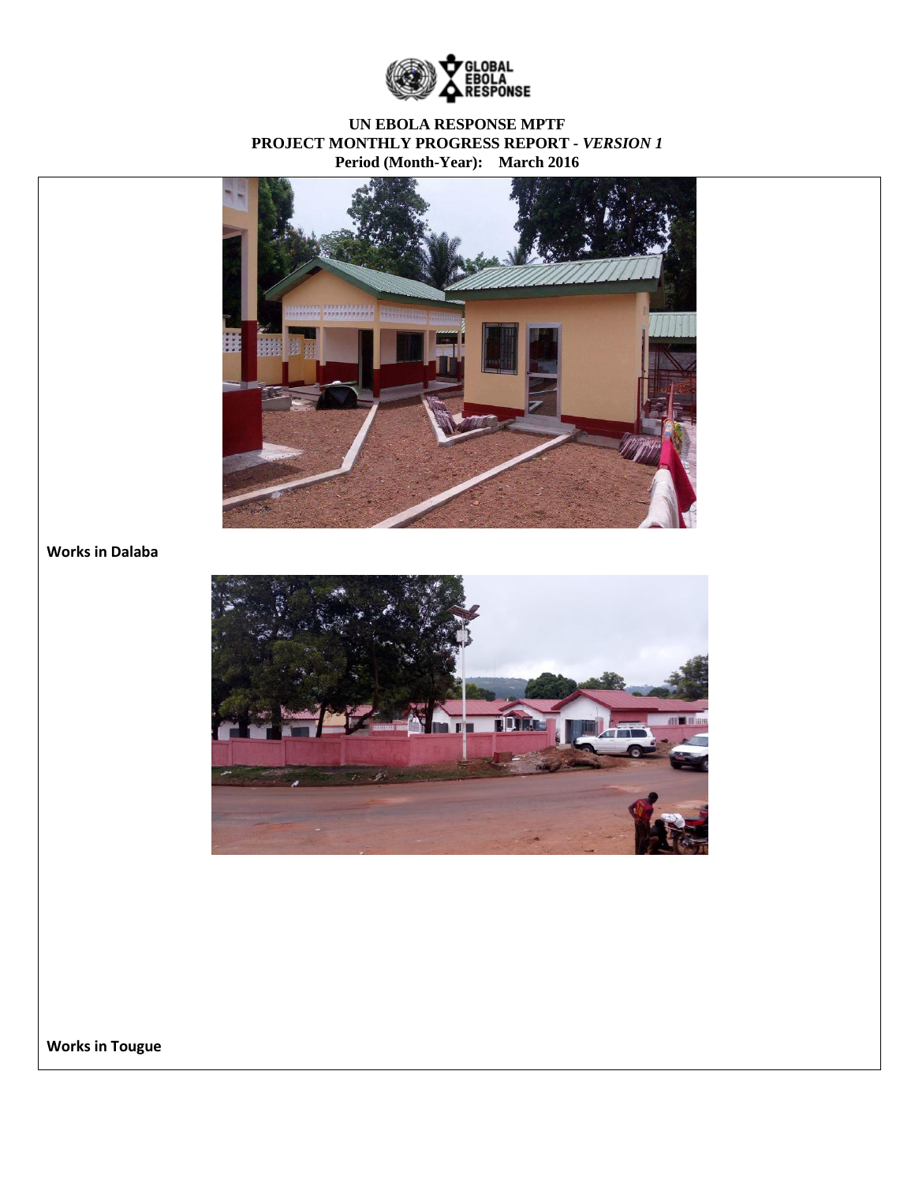# UN EBOLA RESPONSE MPTF
## PROJECT MONTHLY PROGRESS REPORT - *VERSION 1*
**Period (Month-Year): March 2016**

**Works in Dalaba**

**Works in Tougue**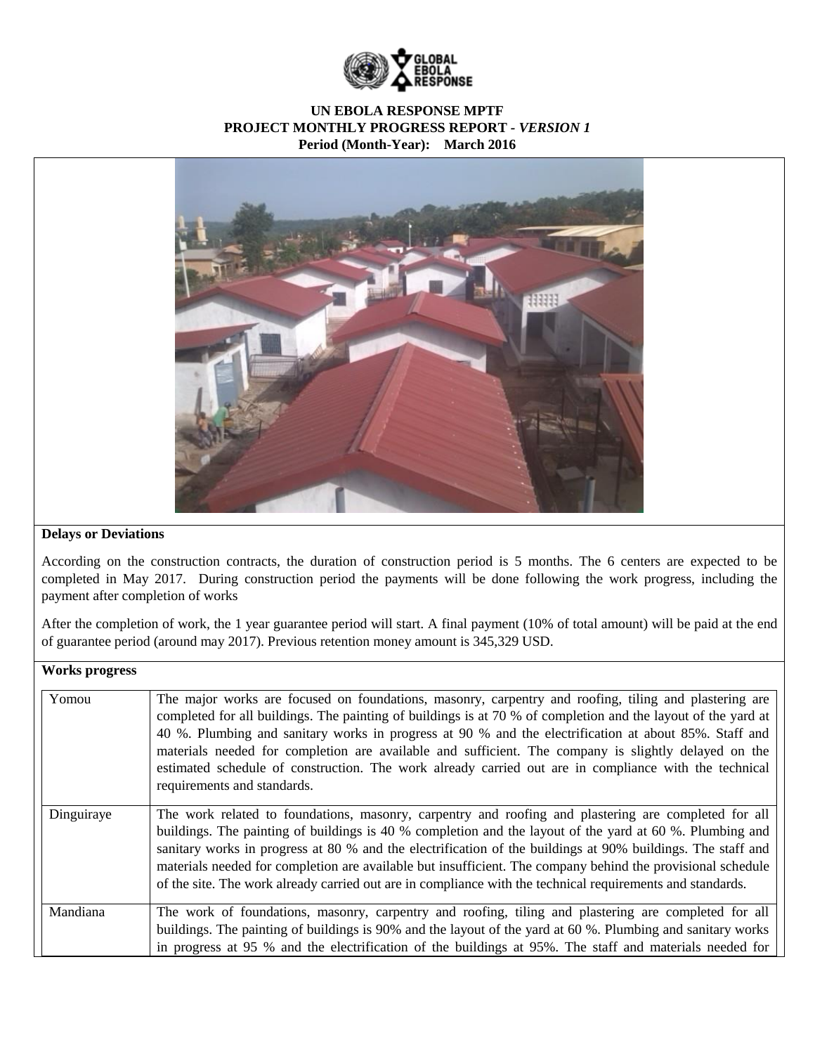**UN EBOLA RESPONSE MPTF**
**PROJECT MONTHLY PROGRESS REPORT - *VERSION 1***
**Period (Month-Year): March 2016**

**Delays or Deviations**

According on the construction contracts, the duration of construction period is 5 months. The 6 centers are expected to be completed in May 2017. During construction period the payments will be done following the work progress, including the payment after completion of works

After the completion of work, the 1 year guarantee period will start. A final payment (10% of total amount) will be paid at the end of guarantee period (around may 2017). Previous retention money amount is 345,329 USD.

**Works progress**

| | |
|---|---|
| Yomou | The major works are focused on foundations, masonry, carpentry and roofing, tiling and plastering are completed for all buildings. The painting of buildings is at 70 % of completion and the layout of the yard at 40 %. Plumbing and sanitary works in progress at 90 % and the electrification at about 85%. Staff and materials needed for completion are available and sufficient. The company is slightly delayed on the estimated schedule of construction. The work already carried out are in compliance with the technical requirements and standards. |
| Dinguiraye | The work related to foundations, masonry, carpentry and roofing and plastering are completed for all buildings. The painting of buildings is 40 % completion and the layout of the yard at 60 %. Plumbing and sanitary works in progress at 80 % and the electrification of the buildings at 90% buildings. The staff and materials needed for completion are available but insufficient. The company behind the provisional schedule of the site. The work already carried out are in compliance with the technical requirements and standards. |
| Mandiana | The work of foundations, masonry, carpentry and roofing, tiling and plastering are completed for all buildings. The painting of buildings is 90% and the layout of the yard at 60 %. Plumbing and sanitary works in progress at 95 % and the electrification of the buildings at 95%. The staff and materials needed for |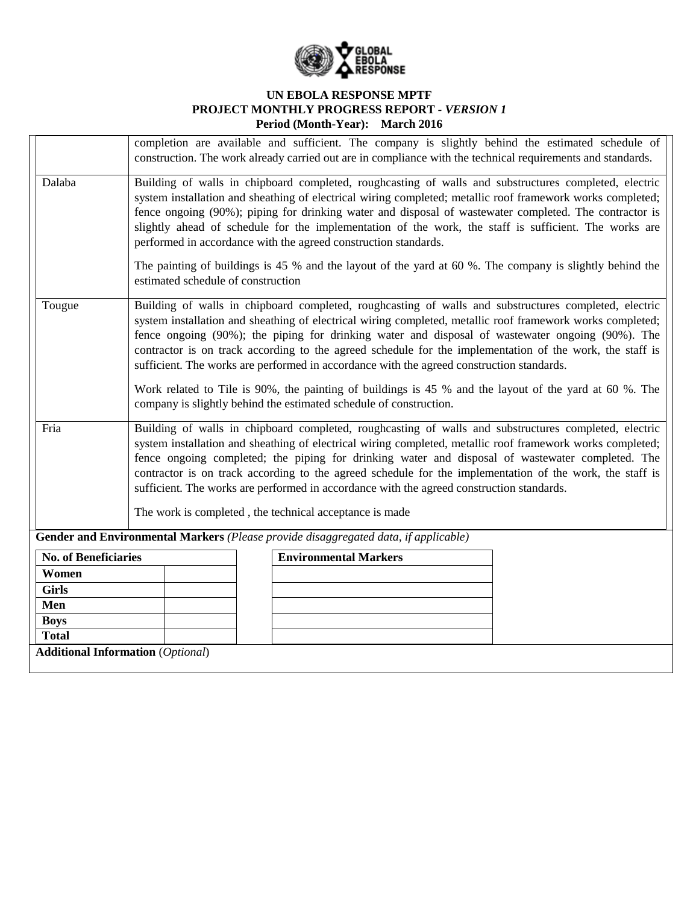**UN EBOLA RESPONSE MPTF**
**PROJECT MONTHLY PROGRESS REPORT -** ***VERSION 1***
**Period (Month-Year): March 2016**

| | |
|---|---|
| | completion are available and sufficient. The company is slightly behind the estimated schedule of construction. The work already carried out are in compliance with the technical requirements and standards. |
| Dalaba | Building of walls in chipboard completed, roughcasting of walls and substructures completed, electric system installation and sheathing of electrical wiring completed; metallic roof framework works completed; fence ongoing (90%); piping for drinking water and disposal of wastewater completed. The contractor is slightly ahead of schedule for the implementation of the work, the staff is sufficient. The works are performed in accordance with the agreed construction standards.<br><br>The painting of buildings is 45 % and the layout of the yard at 60 %. The company is slightly behind the estimated schedule of construction |
| Tougue | Building of walls in chipboard completed, roughcasting of walls and substructures completed, electric system installation and sheathing of electrical wiring completed, metallic roof framework works completed; fence ongoing (90%); the piping for drinking water and disposal of wastewater ongoing (90%). The contractor is on track according to the agreed schedule for the implementation of the work, the staff is sufficient. The works are performed in accordance with the agreed construction standards.<br><br>Work related to Tile is 90%, the painting of buildings is 45 % and the layout of the yard at 60 %. The company is slightly behind the estimated schedule of construction. |
| Fria | Building of walls in chipboard completed, roughcasting of walls and substructures completed, electric system installation and sheathing of electrical wiring completed, metallic roof framework works completed; fence ongoing completed; the piping for drinking water and disposal of wastewater completed. The contractor is on track according to the agreed schedule for the implementation of the work, the staff is sufficient. The works are performed in accordance with the agreed construction standards.<br><br>The work is completed , the technical acceptance is made |

**Gender and Environmental Markers** *(Please provide disaggregated data, if applicable)*

| **No. of Beneficiaries** | |
|---|---|
| **Women** | |
| **Girls** | |
| **Men** | |
| **Boys** | |
| **Total** | |

| **Environmental Markers** |
|---|
| |
| |
| |
| |
| |

**Additional Information** (*Optional*)